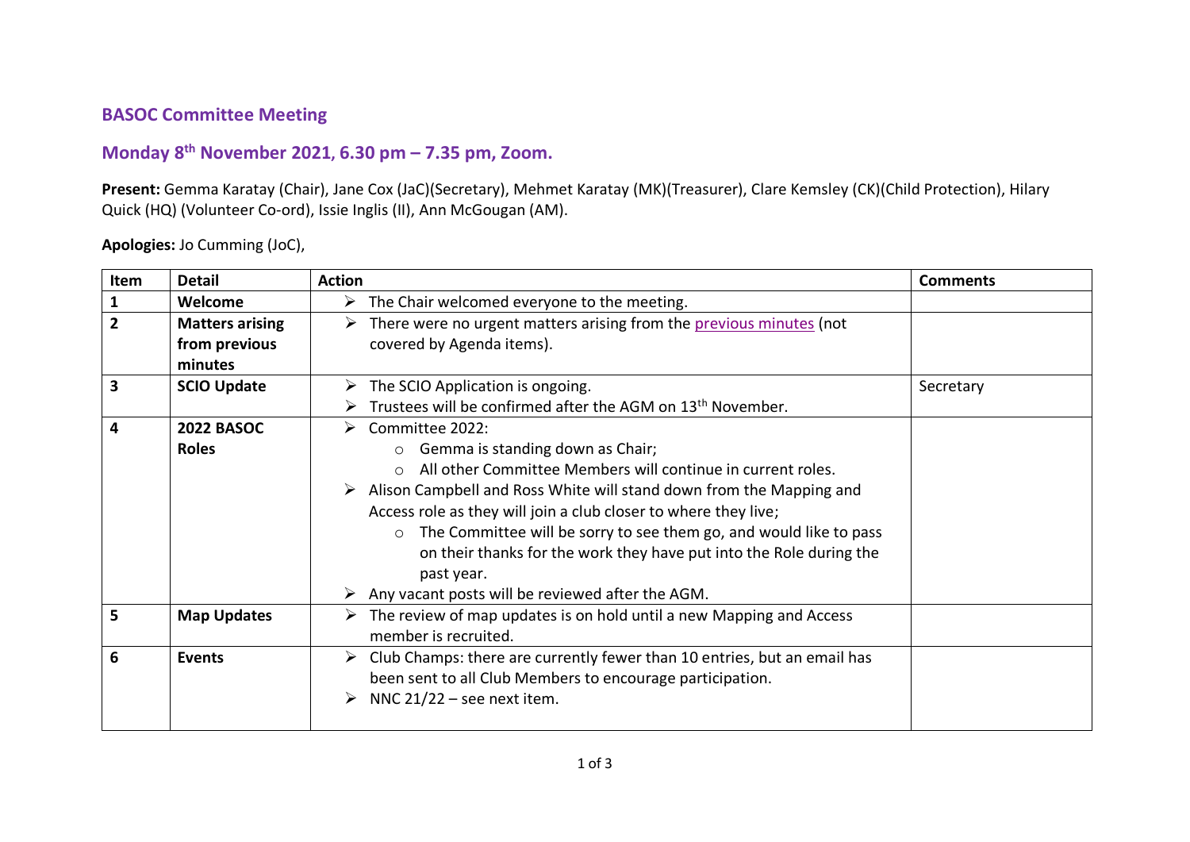## BASOC Committee Meeting

## Monday 8th November 2021, 6.30 pm – 7.35 pm, Zoom.

**Present:** Gemma Karatay (Chair), Jane Cox (JaC)(Secretary), Mehmet Karatay (MK)(Treasurer), Clare Kemsley (CK)(Child Protection), Hilary Quick (HQ) (Volunteer Co-ord), Issie Inglis (II), Ann McGougan (AM).

**Apologies:** Jo Cumming (JoC),

| Item | Detail | Action | Comments |
|---|---|---|---|
| **1** | **Welcome** | ➢ The Chair welcomed everyone to the meeting. | |
| **2** | **Matters arising from previous minutes** | ➢ There were no urgent matters arising from the previous minutes (not covered by Agenda items). | |
| **3** | **SCIO Update** | ➢ The SCIO Application is ongoing.<br>➢ Trustees will be confirmed after the AGM on 13th November. | Secretary |
| **4** | **2022 BASOC Roles** | ➢ Committee 2022:<br>○ Gemma is standing down as Chair;<br>○ All other Committee Members will continue in current roles.<br>➢ Alison Campbell and Ross White will stand down from the Mapping and Access role as they will join a club closer to where they live;<br>○ The Committee will be sorry to see them go, and would like to pass on their thanks for the work they have put into the Role during the past year.<br>➢ Any vacant posts will be reviewed after the AGM. | |
| **5** | **Map Updates** | ➢ The review of map updates is on hold until a new Mapping and Access member is recruited. | |
| **6** | **Events** | ➢ Club Champs: there are currently fewer than 10 entries, but an email has been sent to all Club Members to encourage participation.<br>➢ NNC 21/22 – see next item. | |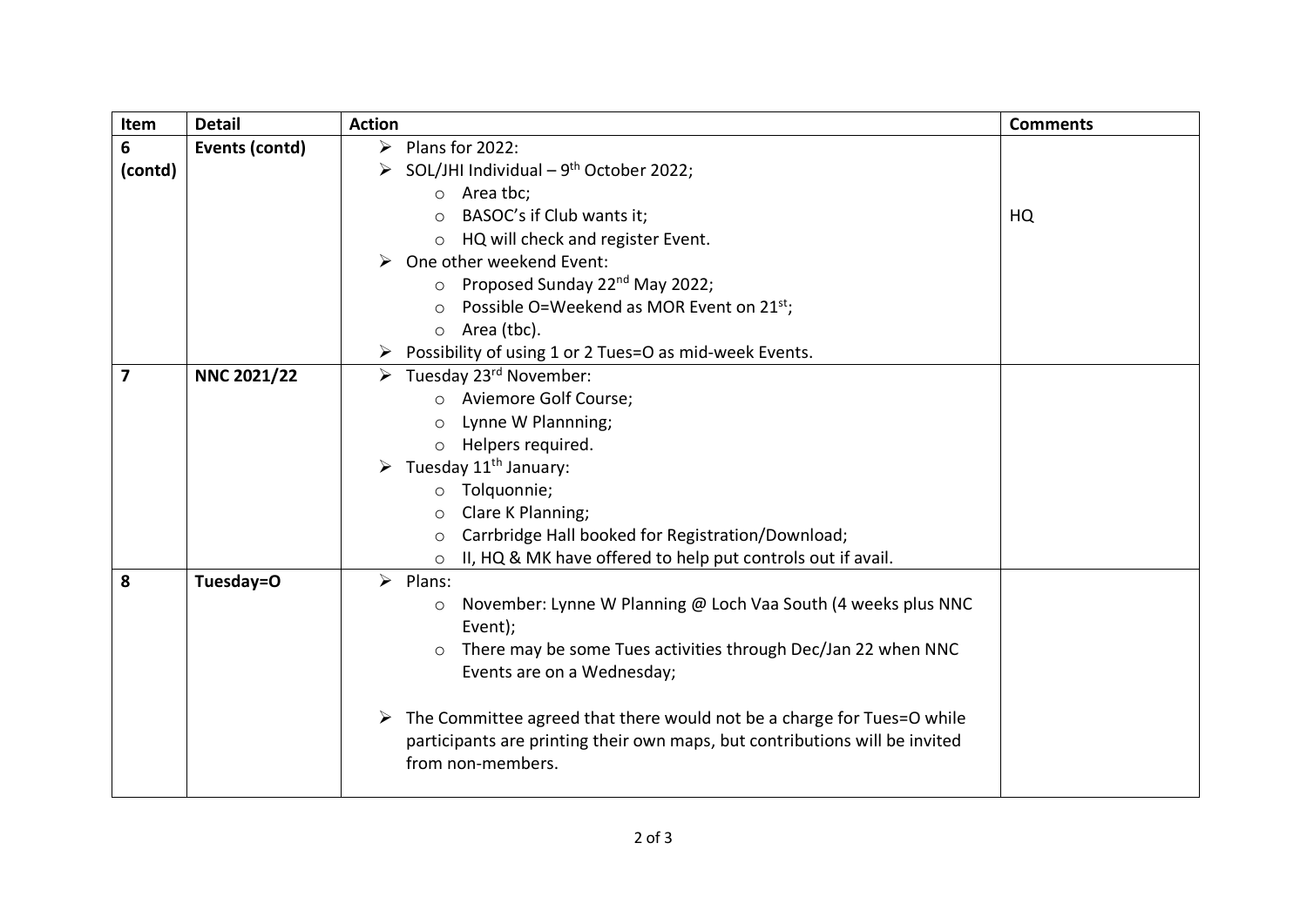| Item | Detail | Action | Comments |
|---|---|---|---|
| 6 (contd) | **Events (contd)** | ➢ Plans for 2022:<br>➢ SOL/JHI Individual – 9th October 2022;<br>  ○ Area tbc;<br>  ○ BASOC's if Club wants it;<br>  ○ HQ will check and register Event.<br>➢ One other weekend Event:<br>  ○ Proposed Sunday 22nd May 2022;<br>  ○ Possible O=Weekend as MOR Event on 21st;<br>  ○ Area (tbc).<br>➢ Possibility of using 1 or 2 Tues=O as mid-week Events. | HQ |
| 7 | **NNC 2021/22** | ➢ Tuesday 23rd November:<br>  ○ Aviemore Golf Course;<br>  ○ Lynne W Plannning;<br>  ○ Helpers required.<br>➢ Tuesday 11th January:<br>  ○ Tolquonnie;<br>  ○ Clare K Planning;<br>  ○ Carrbridge Hall booked for Registration/Download;<br>  ○ II, HQ & MK have offered to help put controls out if avail. | |
| 8 | **Tuesday=O** | ➢ Plans:<br>  ○ November: Lynne W Planning @ Loch Vaa South (4 weeks plus NNC Event);<br>  ○ There may be some Tues activities through Dec/Jan 22 when NNC Events are on a Wednesday;<br><br>➢ The Committee agreed that there would not be a charge for Tues=O while participants are printing their own maps, but contributions will be invited from non-members. | |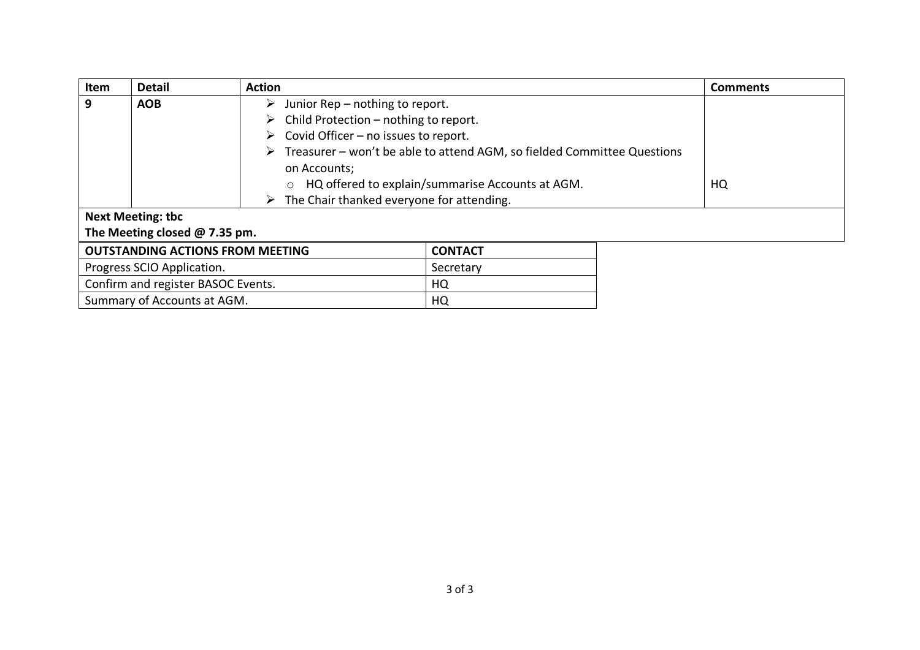| Item | Detail | Action | Comments |
|---|---|---|---|
| 9 | AOB | ➢ Junior Rep – nothing to report.<br>➢ Child Protection – nothing to report.<br>➢ Covid Officer – no issues to report.<br>➢ Treasurer – won't be able to attend AGM, so fielded Committee Questions on Accounts;<br>o HQ offered to explain/summarise Accounts at AGM.<br>➢ The Chair thanked everyone for attending. | HQ |

**Next Meeting: tbc**

**The Meeting closed @ 7.35 pm.**

| OUTSTANDING ACTIONS FROM MEETING | CONTACT |
|---|---|
| Progress SCIO Application. | Secretary |
| Confirm and register BASOC Events. | HQ |
| Summary of Accounts at AGM. | HQ |